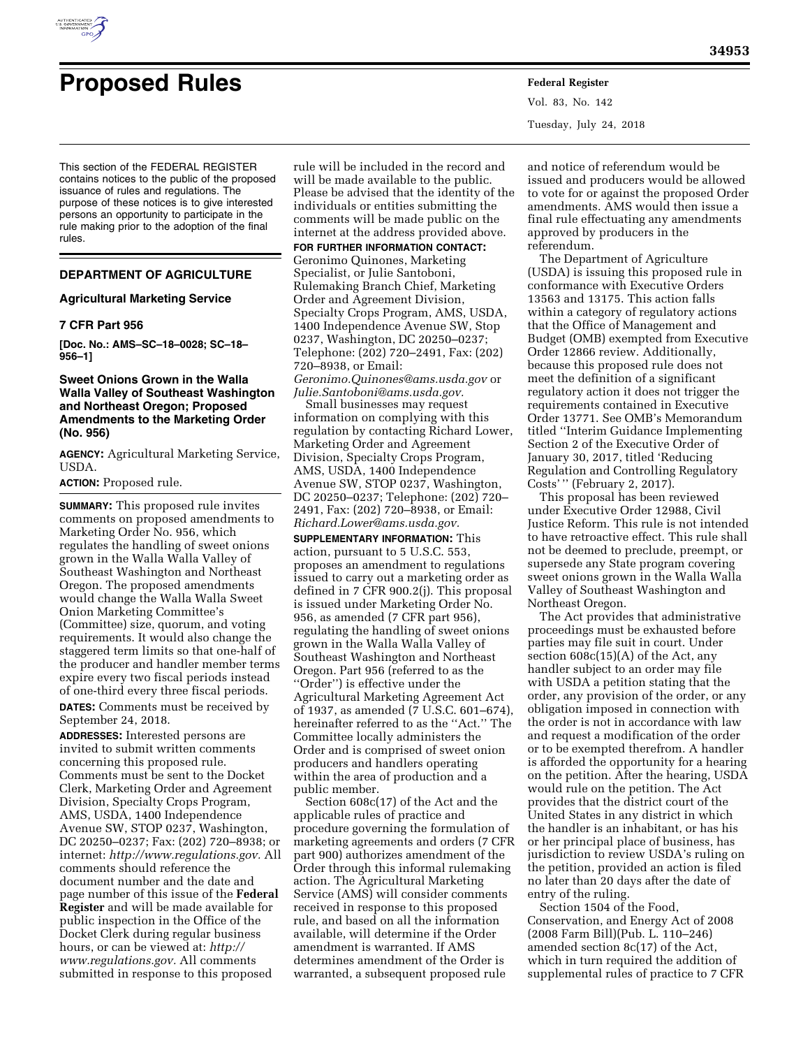# Proposed Rules

This section of the FEDERAL REGISTER contains notices to the public of the proposed issuance of rules and regulations. The purpose of these notices is to give interested persons an opportunity to participate in the rule making prior to the adoption of the final rules.

## DEPARTMENT OF AGRICULTURE

### Agricultural Marketing Service

### 7 CFR Part 956

**[Doc. No.: AMS–SC–18–0028; SC–18–956–1]**

### Sweet Onions Grown in the Walla Walla Valley of Southeast Washington and Northeast Oregon; Proposed Amendments to the Marketing Order (No. 956)

**AGENCY:** Agricultural Marketing Service, USDA.

**ACTION:** Proposed rule.

**SUMMARY:** This proposed rule invites comments on proposed amendments to Marketing Order No. 956, which regulates the handling of sweet onions grown in the Walla Walla Valley of Southeast Washington and Northeast Oregon. The proposed amendments would change the Walla Walla Sweet Onion Marketing Committee's (Committee) size, quorum, and voting requirements. It would also change the staggered term limits so that one-half of the producer and handler member terms expire every two fiscal periods instead of one-third every three fiscal periods.

**DATES:** Comments must be received by September 24, 2018.

**ADDRESSES:** Interested persons are invited to submit written comments concerning this proposed rule. Comments must be sent to the Docket Clerk, Marketing Order and Agreement Division, Specialty Crops Program, AMS, USDA, 1400 Independence Avenue SW, STOP 0237, Washington, DC 20250–0237; Fax: (202) 720–8938; or internet: *http://www.regulations.gov.* All comments should reference the document number and the date and page number of this issue of the **Federal Register** and will be made available for public inspection in the Office of the Docket Clerk during regular business hours, or can be viewed at: *http://www.regulations.gov.* All comments submitted in response to this proposed rule will be included in the record and will be made available to the public. Please be advised that the identity of the individuals or entities submitting the comments will be made public on the internet at the address provided above.

**FOR FURTHER INFORMATION CONTACT:** Geronimo Quinones, Marketing Specialist, or Julie Santoboni, Rulemaking Branch Chief, Marketing Order and Agreement Division, Specialty Crops Program, AMS, USDA, 1400 Independence Avenue SW, Stop 0237, Washington, DC 20250–0237; Telephone: (202) 720–2491, Fax: (202) 720–8938, or Email: *Geronimo.Quinones@ams.usda.gov* or *Julie.Santoboni@ams.usda.gov.*

Small businesses may request information on complying with this regulation by contacting Richard Lower, Marketing Order and Agreement Division, Specialty Crops Program, AMS, USDA, 1400 Independence Avenue SW, STOP 0237, Washington, DC 20250–0237; Telephone: (202) 720–2491, Fax: (202) 720–8938, or Email: *Richard.Lower@ams.usda.gov.*

**SUPPLEMENTARY INFORMATION:** This action, pursuant to 5 U.S.C. 553, proposes an amendment to regulations issued to carry out a marketing order as defined in 7 CFR 900.2(j). This proposal is issued under Marketing Order No. 956, as amended (7 CFR part 956), regulating the handling of sweet onions grown in the Walla Walla Valley of Southeast Washington and Northeast Oregon. Part 956 (referred to as the "Order") is effective under the Agricultural Marketing Agreement Act of 1937, as amended (7 U.S.C. 601–674), hereinafter referred to as the "Act." The Committee locally administers the Order and is comprised of sweet onion producers and handlers operating within the area of production and a public member.

Section 608c(17) of the Act and the applicable rules of practice and procedure governing the formulation of marketing agreements and orders (7 CFR part 900) authorizes amendment of the Order through this informal rulemaking action. The Agricultural Marketing Service (AMS) will consider comments received in response to this proposed rule, and based on all the information available, will determine if the Order amendment is warranted. If AMS determines amendment of the Order is warranted, a subsequent proposed rule and notice of referendum would be issued and producers would be allowed to vote for or against the proposed Order amendments. AMS would then issue a final rule effectuating any amendments approved by producers in the referendum.

The Department of Agriculture (USDA) is issuing this proposed rule in conformance with Executive Orders 13563 and 13175. This action falls within a category of regulatory actions that the Office of Management and Budget (OMB) exempted from Executive Order 12866 review. Additionally, because this proposed rule does not meet the definition of a significant regulatory action it does not trigger the requirements contained in Executive Order 13771. See OMB's Memorandum titled "Interim Guidance Implementing Section 2 of the Executive Order of January 30, 2017, titled 'Reducing Regulation and Controlling Regulatory Costs'" (February 2, 2017).

This proposal has been reviewed under Executive Order 12988, Civil Justice Reform. This rule is not intended to have retroactive effect. This rule shall not be deemed to preclude, preempt, or supersede any State program covering sweet onions grown in the Walla Walla Valley of Southeast Washington and Northeast Oregon.

The Act provides that administrative proceedings must be exhausted before parties may file suit in court. Under section 608c(15)(A) of the Act, any handler subject to an order may file with USDA a petition stating that the order, any provision of the order, or any obligation imposed in connection with the order is not in accordance with law and request a modification of the order or to be exempted therefrom. A handler is afforded the opportunity for a hearing on the petition. After the hearing, USDA would rule on the petition. The Act provides that the district court of the United States in any district in which the handler is an inhabitant, or has his or her principal place of business, has jurisdiction to review USDA's ruling on the petition, provided an action is filed no later than 20 days after the date of entry of the ruling.

Section 1504 of the Food, Conservation, and Energy Act of 2008 (2008 Farm Bill)(Pub. L. 110–246) amended section 8c(17) of the Act, which in turn required the addition of supplemental rules of practice to 7 CFR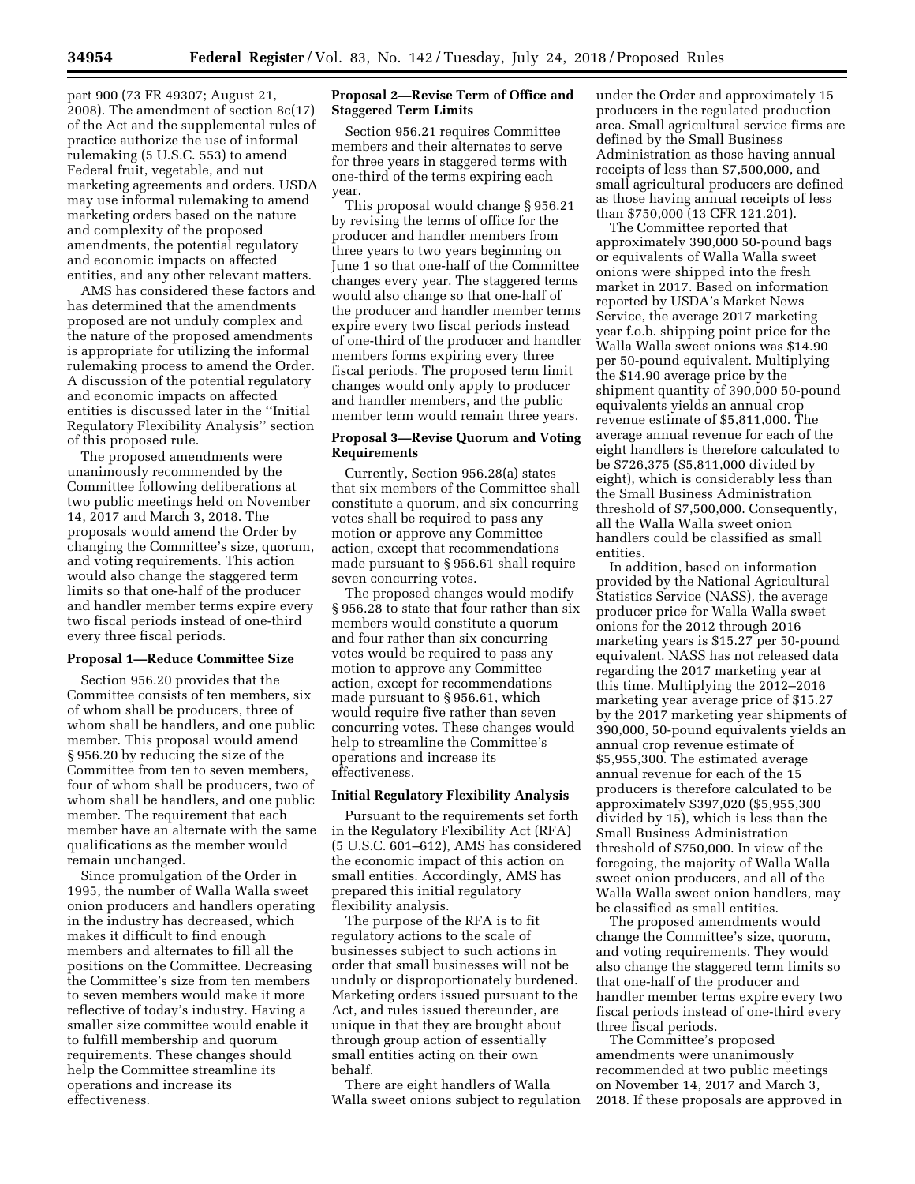part 900 (73 FR 49307; August 21, 2008). The amendment of section 8c(17) of the Act and the supplemental rules of practice authorize the use of informal rulemaking (5 U.S.C. 553) to amend Federal fruit, vegetable, and nut marketing agreements and orders. USDA may use informal rulemaking to amend marketing orders based on the nature and complexity of the proposed amendments, the potential regulatory and economic impacts on affected entities, and any other relevant matters.

AMS has considered these factors and has determined that the amendments proposed are not unduly complex and the nature of the proposed amendments is appropriate for utilizing the informal rulemaking process to amend the Order. A discussion of the potential regulatory and economic impacts on affected entities is discussed later in the ''Initial Regulatory Flexibility Analysis'' section of this proposed rule.

The proposed amendments were unanimously recommended by the Committee following deliberations at two public meetings held on November 14, 2017 and March 3, 2018. The proposals would amend the Order by changing the Committee's size, quorum, and voting requirements. This action would also change the staggered term limits so that one-half of the producer and handler member terms expire every two fiscal periods instead of one-third every three fiscal periods.

### Proposal 1—Reduce Committee Size

Section 956.20 provides that the Committee consists of ten members, six of whom shall be producers, three of whom shall be handlers, and one public member. This proposal would amend § 956.20 by reducing the size of the Committee from ten to seven members, four of whom shall be producers, two of whom shall be handlers, and one public member. The requirement that each member have an alternate with the same qualifications as the member would remain unchanged.

Since promulgation of the Order in 1995, the number of Walla Walla sweet onion producers and handlers operating in the industry has decreased, which makes it difficult to find enough members and alternates to fill all the positions on the Committee. Decreasing the Committee's size from ten members to seven members would make it more reflective of today's industry. Having a smaller size committee would enable it to fulfill membership and quorum requirements. These changes should help the Committee streamline its operations and increase its effectiveness.

### Proposal 2—Revise Term of Office and Staggered Term Limits

Section 956.21 requires Committee members and their alternates to serve for three years in staggered terms with one-third of the terms expiring each year.

This proposal would change § 956.21 by revising the terms of office for the producer and handler members from three years to two years beginning on June 1 so that one-half of the Committee changes every year. The staggered terms would also change so that one-half of the producer and handler member terms expire every two fiscal periods instead of one-third of the producer and handler members forms expiring every three fiscal periods. The proposed term limit changes would only apply to producer and handler members, and the public member term would remain three years.

### Proposal 3—Revise Quorum and Voting Requirements

Currently, Section 956.28(a) states that six members of the Committee shall constitute a quorum, and six concurring votes shall be required to pass any motion or approve any Committee action, except that recommendations made pursuant to § 956.61 shall require seven concurring votes.

The proposed changes would modify § 956.28 to state that four rather than six members would constitute a quorum and four rather than six concurring votes would be required to pass any motion to approve any Committee action, except for recommendations made pursuant to § 956.61, which would require five rather than seven concurring votes. These changes would help to streamline the Committee's operations and increase its effectiveness.

### Initial Regulatory Flexibility Analysis

Pursuant to the requirements set forth in the Regulatory Flexibility Act (RFA) (5 U.S.C. 601–612), AMS has considered the economic impact of this action on small entities. Accordingly, AMS has prepared this initial regulatory flexibility analysis.

The purpose of the RFA is to fit regulatory actions to the scale of businesses subject to such actions in order that small businesses will not be unduly or disproportionately burdened. Marketing orders issued pursuant to the Act, and rules issued thereunder, are unique in that they are brought about through group action of essentially small entities acting on their own behalf.

There are eight handlers of Walla Walla sweet onions subject to regulation under the Order and approximately 15 producers in the regulated production area. Small agricultural service firms are defined by the Small Business Administration as those having annual receipts of less than $7,500,000, and small agricultural producers are defined as those having annual receipts of less than $750,000 (13 CFR 121.201).

The Committee reported that approximately 390,000 50-pound bags or equivalents of Walla Walla sweet onions were shipped into the fresh market in 2017. Based on information reported by USDA's Market News Service, the average 2017 marketing year f.o.b. shipping point price for the Walla Walla sweet onions was $14.90 per 50-pound equivalent. Multiplying the $14.90 average price by the shipment quantity of 390,000 50-pound equivalents yields an annual crop revenue estimate of $5,811,000. The average annual revenue for each of the eight handlers is therefore calculated to be $726,375 ($5,811,000 divided by eight), which is considerably less than the Small Business Administration threshold of $7,500,000. Consequently, all the Walla Walla sweet onion handlers could be classified as small entities.

In addition, based on information provided by the National Agricultural Statistics Service (NASS), the average producer price for Walla Walla sweet onions for the 2012 through 2016 marketing years is $15.27 per 50-pound equivalent. NASS has not released data regarding the 2017 marketing year at this time. Multiplying the 2012–2016 marketing year average price of $15.27 by the 2017 marketing year shipments of 390,000, 50-pound equivalents yields an annual crop revenue estimate of $5,955,300. The estimated average annual revenue for each of the 15 producers is therefore calculated to be approximately $397,020 ($5,955,300 divided by 15), which is less than the Small Business Administration threshold of $750,000. In view of the foregoing, the majority of Walla Walla sweet onion producers, and all of the Walla Walla sweet onion handlers, may be classified as small entities.

The proposed amendments would change the Committee's size, quorum, and voting requirements. They would also change the staggered term limits so that one-half of the producer and handler member terms expire every two fiscal periods instead of one-third every three fiscal periods.

The Committee's proposed amendments were unanimously recommended at two public meetings on November 14, 2017 and March 3, 2018. If these proposals are approved in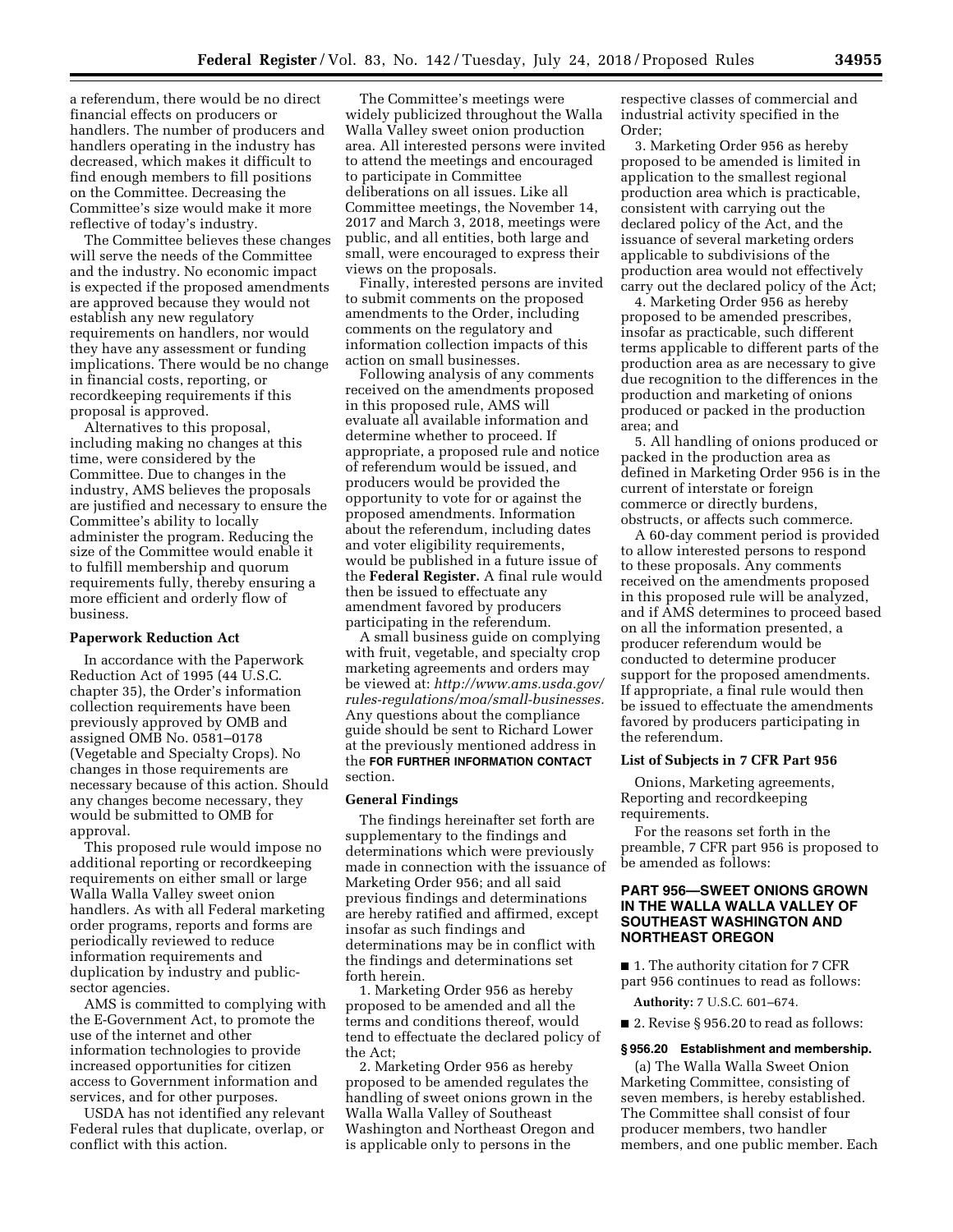a referendum, there would be no direct financial effects on producers or handlers. The number of producers and handlers operating in the industry has decreased, which makes it difficult to find enough members to fill positions on the Committee. Decreasing the Committee's size would make it more reflective of today's industry.

The Committee believes these changes will serve the needs of the Committee and the industry. No economic impact is expected if the proposed amendments are approved because they would not establish any new regulatory requirements on handlers, nor would they have any assessment or funding implications. There would be no change in financial costs, reporting, or recordkeeping requirements if this proposal is approved.

Alternatives to this proposal, including making no changes at this time, were considered by the Committee. Due to changes in the industry, AMS believes the proposals are justified and necessary to ensure the Committee's ability to locally administer the program. Reducing the size of the Committee would enable it to fulfill membership and quorum requirements fully, thereby ensuring a more efficient and orderly flow of business.

**Paperwork Reduction Act**

In accordance with the Paperwork Reduction Act of 1995 (44 U.S.C. chapter 35), the Order's information collection requirements have been previously approved by OMB and assigned OMB No. 0581–0178 (Vegetable and Specialty Crops). No changes in those requirements are necessary because of this action. Should any changes become necessary, they would be submitted to OMB for approval.

This proposed rule would impose no additional reporting or recordkeeping requirements on either small or large Walla Walla Valley sweet onion handlers. As with all Federal marketing order programs, reports and forms are periodically reviewed to reduce information requirements and duplication by industry and public-sector agencies.

AMS is committed to complying with the E-Government Act, to promote the use of the internet and other information technologies to provide increased opportunities for citizen access to Government information and services, and for other purposes.

USDA has not identified any relevant Federal rules that duplicate, overlap, or conflict with this action.

The Committee's meetings were widely publicized throughout the Walla Walla Valley sweet onion production area. All interested persons were invited to attend the meetings and encouraged to participate in Committee deliberations on all issues. Like all Committee meetings, the November 14, 2017 and March 3, 2018, meetings were public, and all entities, both large and small, were encouraged to express their views on the proposals.

Finally, interested persons are invited to submit comments on the proposed amendments to the Order, including comments on the regulatory and information collection impacts of this action on small businesses.

Following analysis of any comments received on the amendments proposed in this proposed rule, AMS will evaluate all available information and determine whether to proceed. If appropriate, a proposed rule and notice of referendum would be issued, and producers would be provided the opportunity to vote for or against the proposed amendments. Information about the referendum, including dates and voter eligibility requirements, would be published in a future issue of the **Federal Register.** A final rule would then be issued to effectuate any amendment favored by producers participating in the referendum.

A small business guide on complying with fruit, vegetable, and specialty crop marketing agreements and orders may be viewed at: *http://www.ams.usda.gov/rules-regulations/moa/small-businesses.* Any questions about the compliance guide should be sent to Richard Lower at the previously mentioned address in the **FOR FURTHER INFORMATION CONTACT** section.

**General Findings**

The findings hereinafter set forth are supplementary to the findings and determinations which were previously made in connection with the issuance of Marketing Order 956; and all said previous findings and determinations are hereby ratified and affirmed, except insofar as such findings and determinations may be in conflict with the findings and determinations set forth herein.

1. Marketing Order 956 as hereby proposed to be amended and all the terms and conditions thereof, would tend to effectuate the declared policy of the Act;

2. Marketing Order 956 as hereby proposed to be amended regulates the handling of sweet onions grown in the Walla Walla Valley of Southeast Washington and Northeast Oregon and is applicable only to persons in the respective classes of commercial and industrial activity specified in the Order;

3. Marketing Order 956 as hereby proposed to be amended is limited in application to the smallest regional production area which is practicable, consistent with carrying out the declared policy of the Act, and the issuance of several marketing orders applicable to subdivisions of the production area would not effectively carry out the declared policy of the Act;

4. Marketing Order 956 as hereby proposed to be amended prescribes, insofar as practicable, such different terms applicable to different parts of the production area as are necessary to give due recognition to the differences in the production and marketing of onions produced or packed in the production area; and

5. All handling of onions produced or packed in the production area as defined in Marketing Order 956 is in the current of interstate or foreign commerce or directly burdens, obstructs, or affects such commerce.

A 60-day comment period is provided to allow interested persons to respond to these proposals. Any comments received on the amendments proposed in this proposed rule will be analyzed, and if AMS determines to proceed based on all the information presented, a producer referendum would be conducted to determine producer support for the proposed amendments. If appropriate, a final rule would then be issued to effectuate the amendments favored by producers participating in the referendum.

**List of Subjects in 7 CFR Part 956**

Onions, Marketing agreements, Reporting and recordkeeping requirements.

For the reasons set forth in the preamble, 7 CFR part 956 is proposed to be amended as follows:

## PART 956—SWEET ONIONS GROWN IN THE WALLA WALLA VALLEY OF SOUTHEAST WASHINGTON AND NORTHEAST OREGON

■ 1. The authority citation for 7 CFR part 956 continues to read as follows:

**Authority:** 7 U.S.C. 601–674.

■ 2. Revise § 956.20 to read as follows:

**§ 956.20 Establishment and membership.**

(a) The Walla Walla Sweet Onion Marketing Committee, consisting of seven members, is hereby established. The Committee shall consist of four producer members, two handler members, and one public member. Each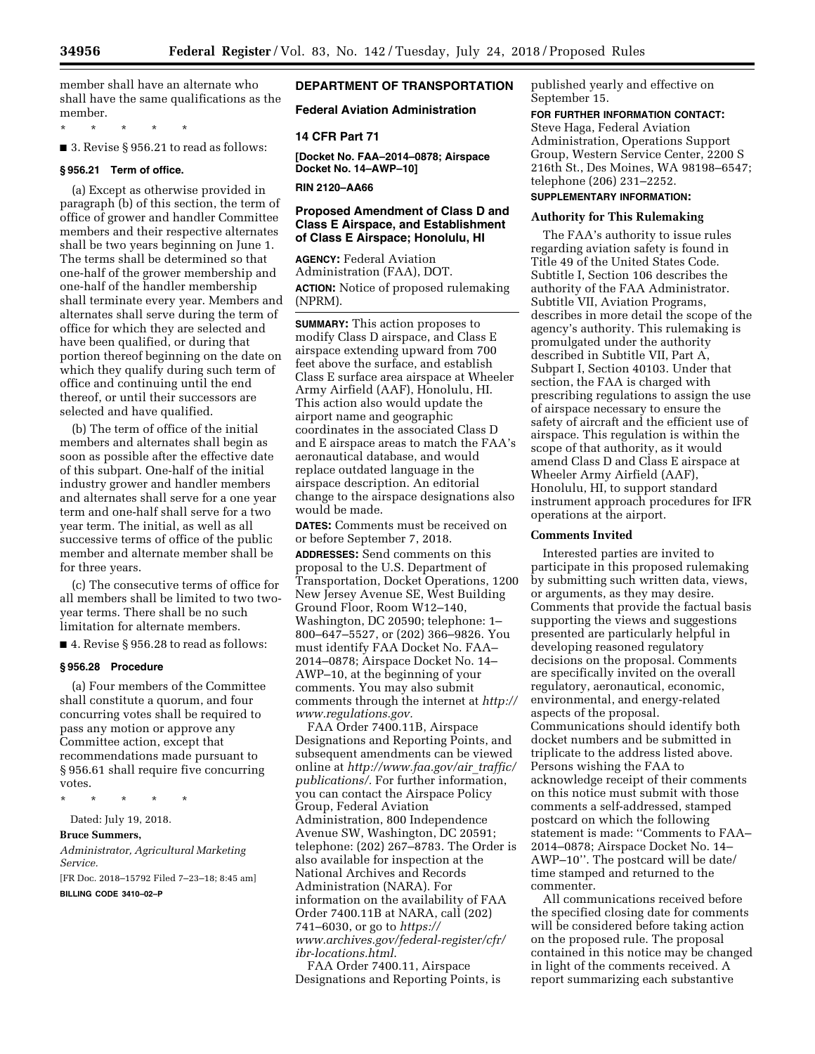member shall have an alternate who shall have the same qualifications as the member.

\* \* \* \* \*

■ 3. Revise § 956.21 to read as follows:

**§ 956.21 Term of office.**

(a) Except as otherwise provided in paragraph (b) of this section, the term of office of grower and handler Committee members and their respective alternates shall be two years beginning on June 1. The terms shall be determined so that one-half of the grower membership and one-half of the handler membership shall terminate every year. Members and alternates shall serve during the term of office for which they are selected and have been qualified, or during that portion thereof beginning on the date on which they qualify during such term of office and continuing until the end thereof, or until their successors are selected and have qualified.

(b) The term of office of the initial members and alternates shall begin as soon as possible after the effective date of this subpart. One-half of the initial industry grower and handler members and alternates shall serve for a one year term and one-half shall serve for a two year term. The initial, as well as all successive terms of office of the public member and alternate member shall be for three years.

(c) The consecutive terms of office for all members shall be limited to two two-year terms. There shall be no such limitation for alternate members.

■ 4. Revise § 956.28 to read as follows:

**§ 956.28 Procedure**

(a) Four members of the Committee shall constitute a quorum, and four concurring votes shall be required to pass any motion or approve any Committee action, except that recommendations made pursuant to § 956.61 shall require five concurring votes.

\* \* \* \* \*

Dated: July 19, 2018.

**Bruce Summers,**

*Administrator, Agricultural Marketing Service.*

[FR Doc. 2018–15792 Filed 7–23–18; 8:45 am]

**BILLING CODE 3410–02–P**

## DEPARTMENT OF TRANSPORTATION

### Federal Aviation Administration

### 14 CFR Part 71

**[Docket No. FAA–2014–0878; Airspace Docket No. 14–AWP–10]**

**RIN 2120–AA66**

## Proposed Amendment of Class D and Class E Airspace, and Establishment of Class E Airspace; Honolulu, HI

**AGENCY:** Federal Aviation Administration (FAA), DOT.

**ACTION:** Notice of proposed rulemaking (NPRM).

**SUMMARY:** This action proposes to modify Class D airspace, and Class E airspace extending upward from 700 feet above the surface, and establish Class E surface area airspace at Wheeler Army Airfield (AAF), Honolulu, HI. This action also would update the airport name and geographic coordinates in the associated Class D and E airspace areas to match the FAA's aeronautical database, and would replace outdated language in the airspace description. An editorial change to the airspace designations also would be made.

**DATES:** Comments must be received on or before September 7, 2018.

**ADDRESSES:** Send comments on this proposal to the U.S. Department of Transportation, Docket Operations, 1200 New Jersey Avenue SE, West Building Ground Floor, Room W12–140, Washington, DC 20590; telephone: 1–800–647–5527, or (202) 366–9826. You must identify FAA Docket No. FAA–2014–0878; Airspace Docket No. 14–AWP–10, at the beginning of your comments. You may also submit comments through the internet at *http://www.regulations.gov.*

FAA Order 7400.11B, Airspace Designations and Reporting Points, and subsequent amendments can be viewed online at *http://www.faa.gov/air_traffic/publications/*. For further information, you can contact the Airspace Policy Group, Federal Aviation Administration, 800 Independence Avenue SW, Washington, DC 20591; telephone: (202) 267–8783. The Order is also available for inspection at the National Archives and Records Administration (NARA). For information on the availability of FAA Order 7400.11B at NARA, call (202) 741–6030, or go to *https://www.archives.gov/federal-register/cfr/ibr-locations.html.*

FAA Order 7400.11, Airspace Designations and Reporting Points, is published yearly and effective on September 15.

**FOR FURTHER INFORMATION CONTACT:** Steve Haga, Federal Aviation Administration, Operations Support Group, Western Service Center, 2200 S 216th St., Des Moines, WA 98198–6547; telephone (206) 231–2252.

**SUPPLEMENTARY INFORMATION:**

### Authority for This Rulemaking

The FAA's authority to issue rules regarding aviation safety is found in Title 49 of the United States Code. Subtitle I, Section 106 describes the authority of the FAA Administrator. Subtitle VII, Aviation Programs, describes in more detail the scope of the agency's authority. This rulemaking is promulgated under the authority described in Subtitle VII, Part A, Subpart I, Section 40103. Under that section, the FAA is charged with prescribing regulations to assign the use of airspace necessary to ensure the safety of aircraft and the efficient use of airspace. This regulation is within the scope of that authority, as it would amend Class D and Class E airspace at Wheeler Army Airfield (AAF), Honolulu, HI, to support standard instrument approach procedures for IFR operations at the airport.

### Comments Invited

Interested parties are invited to participate in this proposed rulemaking by submitting such written data, views, or arguments, as they may desire. Comments that provide the factual basis supporting the views and suggestions presented are particularly helpful in developing reasoned regulatory decisions on the proposal. Comments are specifically invited on the overall regulatory, aeronautical, economic, environmental, and energy-related aspects of the proposal. Communications should identify both docket numbers and be submitted in triplicate to the address listed above. Persons wishing the FAA to acknowledge receipt of their comments on this notice must submit with those comments a self-addressed, stamped postcard on which the following statement is made: ''Comments to FAA–2014–0878; Airspace Docket No. 14–AWP–10''. The postcard will be date/time stamped and returned to the commenter.

All communications received before the specified closing date for comments will be considered before taking action on the proposed rule. The proposal contained in this notice may be changed in light of the comments received. A report summarizing each substantive